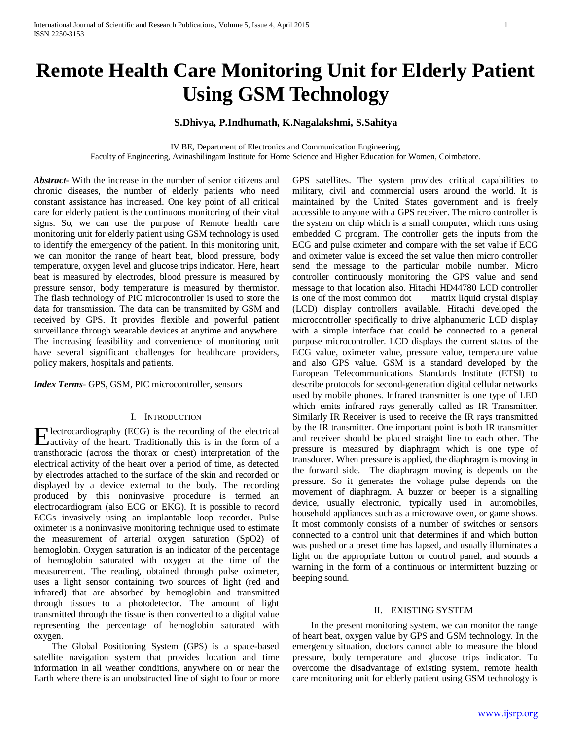# Remote Health Care Monitoring Unit for Elderly Patient Using GSM Technology

**S.Dhivya, P.Indhumath, K.Nagalakshmi, S.Sahitya**

IV BE, Department of Electronics and Communication Engineering,
Faculty of Engineering, Avinashilingam Institute for Home Science and Higher Education for Women, Coimbatore.

***Abstract-*** With the increase in the number of senior citizens and chronic diseases, the number of elderly patients who need constant assistance has increased. One key point of all critical care for elderly patient is the continuous monitoring of their vital signs. So, we can use the purpose of Remote health care monitoring unit for elderly patient using GSM technology is used to identify the emergency of the patient. In this monitoring unit, we can monitor the range of heart beat, blood pressure, body temperature, oxygen level and glucose trips indicator. Here, heart beat is measured by electrodes, blood pressure is measured by pressure sensor, body temperature is measured by thermistor. The flash technology of PIC microcontroller is used to store the data for transmission. The data can be transmitted by GSM and received by GPS. It provides flexible and powerful patient surveillance through wearable devices at anytime and anywhere. The increasing feasibility and convenience of monitoring unit have several significant challenges for healthcare providers, policy makers, hospitals and patients.

***Index Terms*****-** GPS, GSM, PIC microcontroller, sensors

## I. Introduction

Electrocardiography (ECG) is the recording of the electrical activity of the heart. Traditionally this is in the form of a transthoracic (across the thorax or chest) interpretation of the electrical activity of the heart over a period of time, as detected by electrodes attached to the surface of the skin and recorded or displayed by a device external to the body. The recording produced by this noninvasive procedure is termed an electrocardiogram (also ECG or EKG). It is possible to record ECGs invasively using an implantable loop recorder. Pulse oximeter is a noninvasive monitoring technique used to estimate the measurement of arterial oxygen saturation (SpO2) of hemoglobin. Oxygen saturation is an indicator of the percentage of hemoglobin saturated with oxygen at the time of the measurement. The reading, obtained through pulse oximeter, uses a light sensor containing two sources of light (red and infrared) that are absorbed by hemoglobin and transmitted through tissues to a photodetector. The amount of light transmitted through the tissue is then converted to a digital value representing the percentage of hemoglobin saturated with oxygen.

The Global Positioning System (GPS) is a space-based satellite navigation system that provides location and time information in all weather conditions, anywhere on or near the Earth where there is an unobstructed line of sight to four or more GPS satellites. The system provides critical capabilities to military, civil and commercial users around the world. It is maintained by the United States government and is freely accessible to anyone with a GPS receiver. The micro controller is the system on chip which is a small computer, which runs using embedded C program. The controller gets the inputs from the ECG and pulse oximeter and compare with the set value if ECG and oximeter value is exceed the set value then micro controller send the message to the particular mobile number. Micro controller continuously monitoring the GPS value and send message to that location also. Hitachi HD44780 LCD controller is one of the most common dot matrix liquid crystal display (LCD) display controllers available. Hitachi developed the microcontroller specifically to drive alphanumeric LCD display with a simple interface that could be connected to a general purpose microcontroller. LCD displays the current status of the ECG value, oximeter value, pressure value, temperature value and also GPS value. GSM is a standard developed by the European Telecommunications Standards Institute (ETSI) to describe protocols for second-generation digital cellular networks used by mobile phones. Infrared transmitter is one type of LED which emits infrared rays generally called as IR Transmitter. Similarly IR Receiver is used to receive the IR rays transmitted by the IR transmitter. One important point is both IR transmitter and receiver should be placed straight line to each other. The pressure is measured by diaphragm which is one type of transducer. When pressure is applied, the diaphragm is moving in the forward side. The diaphragm moving is depends on the pressure. So it generates the voltage pulse depends on the movement of diaphragm. A buzzer or beeper is a signalling device, usually electronic, typically used in automobiles, household appliances such as a microwave oven, or game shows. It most commonly consists of a number of switches or sensors connected to a control unit that determines if and which button was pushed or a preset time has lapsed, and usually illuminates a light on the appropriate button or control panel, and sounds a warning in the form of a continuous or intermittent buzzing or beeping sound.

## II. Existing System

In the present monitoring system, we can monitor the range of heart beat, oxygen value by GPS and GSM technology. In the emergency situation, doctors cannot able to measure the blood pressure, body temperature and glucose trips indicator. To overcome the disadvantage of existing system, remote health care monitoring unit for elderly patient using GSM technology is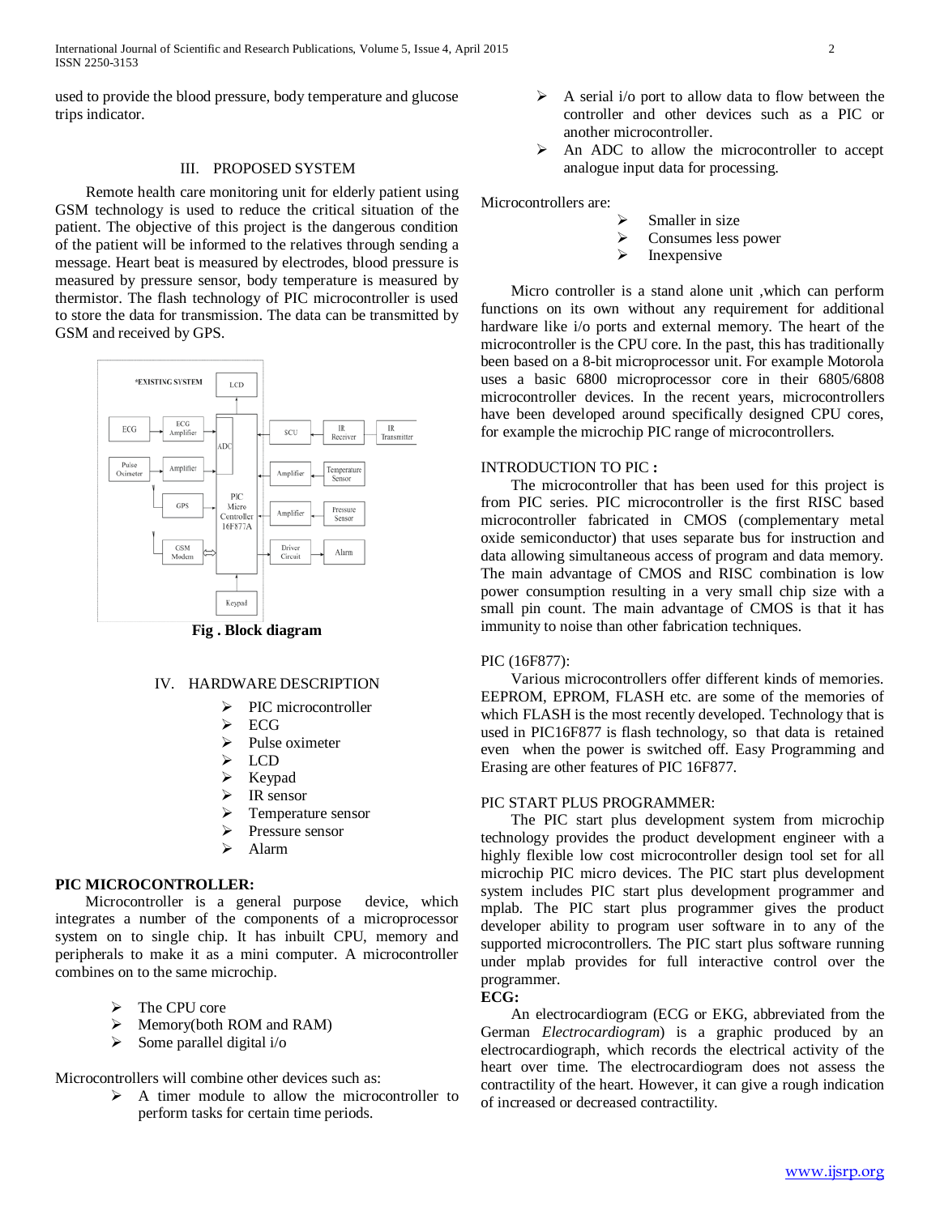used to provide the blood pressure, body temperature and glucose trips indicator.

## III. PROPOSED SYSTEM

Remote health care monitoring unit for elderly patient using GSM technology is used to reduce the critical situation of the patient. The objective of this project is the dangerous condition of the patient will be informed to the relatives through sending a message. Heart beat is measured by electrodes, blood pressure is measured by pressure sensor, body temperature is measured by thermistor. The flash technology of PIC microcontroller is used to store the data for transmission. The data can be transmitted by GSM and received by GPS.

**Fig . Block diagram**

## IV. HARDWARE DESCRIPTION

- PIC microcontroller
- ECG
- Pulse oximeter
- LCD
- Keypad
- IR sensor
- Temperature sensor
- Pressure sensor
- Alarm

**PIC MICROCONTROLLER:**

Microcontroller is a general purpose device, which integrates a number of the components of a microprocessor system on to single chip. It has inbuilt CPU, memory and peripherals to make it as a mini computer. A microcontroller combines on to the same microchip.

- The CPU core
- Memory(both ROM and RAM)
- Some parallel digital i/o

Microcontrollers will combine other devices such as:

- A timer module to allow the microcontroller to perform tasks for certain time periods.
- A serial i/o port to allow data to flow between the controller and other devices such as a PIC or another microcontroller.
- An ADC to allow the microcontroller to accept analogue input data for processing.

Microcontrollers are:

- Smaller in size
- Consumes less power
- Inexpensive

Micro controller is a stand alone unit ,which can perform functions on its own without any requirement for additional hardware like i/o ports and external memory. The heart of the microcontroller is the CPU core. In the past, this has traditionally been based on a 8-bit microprocessor unit. For example Motorola uses a basic 6800 microprocessor core in their 6805/6808 microcontroller devices. In the recent years, microcontrollers have been developed around specifically designed CPU cores, for example the microchip PIC range of microcontrollers.

INTRODUCTION TO PIC **:**

The microcontroller that has been used for this project is from PIC series. PIC microcontroller is the first RISC based microcontroller fabricated in CMOS (complementary metal oxide semiconductor) that uses separate bus for instruction and data allowing simultaneous access of program and data memory. The main advantage of CMOS and RISC combination is low power consumption resulting in a very small chip size with a small pin count. The main advantage of CMOS is that it has immunity to noise than other fabrication techniques.

PIC (16F877):

Various microcontrollers offer different kinds of memories. EEPROM, EPROM, FLASH etc. are some of the memories of which FLASH is the most recently developed. Technology that is used in PIC16F877 is flash technology, so that data is retained even when the power is switched off. Easy Programming and Erasing are other features of PIC 16F877.

PIC START PLUS PROGRAMMER:

The PIC start plus development system from microchip technology provides the product development engineer with a highly flexible low cost microcontroller design tool set for all microchip PIC micro devices. The PIC start plus development system includes PIC start plus development programmer and mplab. The PIC start plus programmer gives the product developer ability to program user software in to any of the supported microcontrollers. The PIC start plus software running under mplab provides for full interactive control over the programmer.

**ECG:**

An electrocardiogram (ECG or EKG, abbreviated from the German *Electrocardiogram*) is a graphic produced by an electrocardiograph, which records the electrical activity of the heart over time. The electrocardiogram does not assess the contractility of the heart. However, it can give a rough indication of increased or decreased contractility.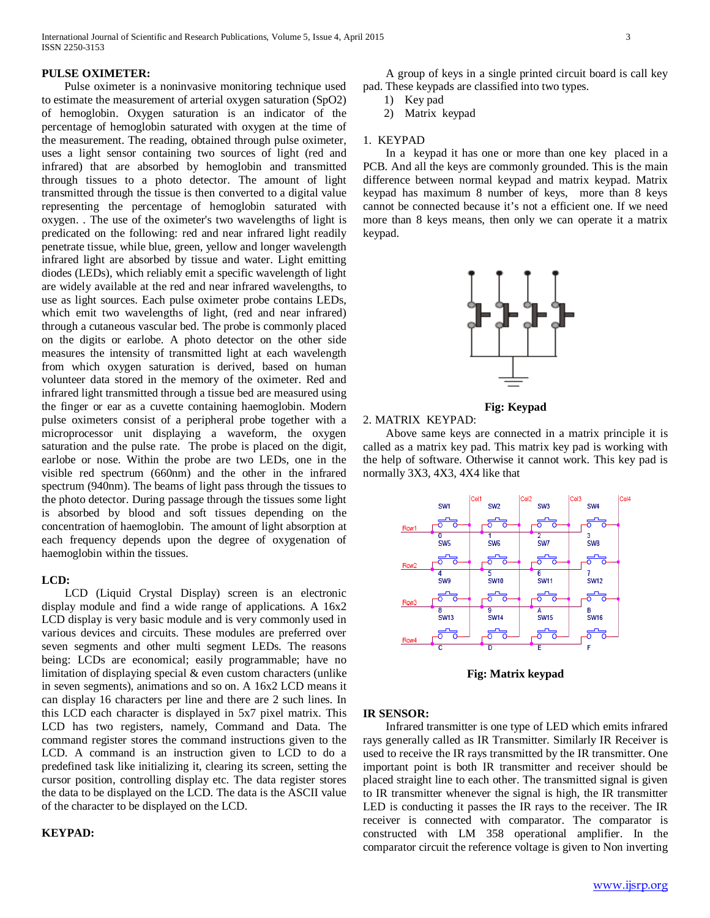**PULSE OXIMETER:**

Pulse oximeter is a noninvasive monitoring technique used to estimate the measurement of arterial oxygen saturation (SpO2) of hemoglobin. Oxygen saturation is an indicator of the percentage of hemoglobin saturated with oxygen at the time of the measurement. The reading, obtained through pulse oximeter, uses a light sensor containing two sources of light (red and infrared) that are absorbed by hemoglobin and transmitted through tissues to a photo detector. The amount of light transmitted through the tissue is then converted to a digital value representing the percentage of hemoglobin saturated with oxygen. . The use of the oximeter's two wavelengths of light is predicated on the following: red and near infrared light readily penetrate tissue, while blue, green, yellow and longer wavelength infrared light are absorbed by tissue and water. Light emitting diodes (LEDs), which reliably emit a specific wavelength of light are widely available at the red and near infrared wavelengths, to use as light sources. Each pulse oximeter probe contains LEDs, which emit two wavelengths of light, (red and near infrared) through a cutaneous vascular bed. The probe is commonly placed on the digits or earlobe. A photo detector on the other side measures the intensity of transmitted light at each wavelength from which oxygen saturation is derived, based on human volunteer data stored in the memory of the oximeter. Red and infrared light transmitted through a tissue bed are measured using the finger or ear as a cuvette containing haemoglobin. Modern pulse oximeters consist of a peripheral probe together with a microprocessor unit displaying a waveform, the oxygen saturation and the pulse rate. The probe is placed on the digit, earlobe or nose. Within the probe are two LEDs, one in the visible red spectrum (660nm) and the other in the infrared spectrum (940nm). The beams of light pass through the tissues to the photo detector. During passage through the tissues some light is absorbed by blood and soft tissues depending on the concentration of haemoglobin. The amount of light absorption at each frequency depends upon the degree of oxygenation of haemoglobin within the tissues.

**LCD:**

LCD (Liquid Crystal Display) screen is an electronic display module and find a wide range of applications. A 16x2 LCD display is very basic module and is very commonly used in various devices and circuits. These modules are preferred over seven segments and other multi segment LEDs. The reasons being: LCDs are economical; easily programmable; have no limitation of displaying special & even custom characters (unlike in seven segments), animations and so on. A 16x2 LCD means it can display 16 characters per line and there are 2 such lines. In this LCD each character is displayed in 5x7 pixel matrix. This LCD has two registers, namely, Command and Data. The command register stores the command instructions given to the LCD. A command is an instruction given to LCD to do a predefined task like initializing it, clearing its screen, setting the cursor position, controlling display etc. The data register stores the data to be displayed on the LCD. The data is the ASCII value of the character to be displayed on the LCD.

**KEYPAD:**

A group of keys in a single printed circuit board is call key pad. These keypads are classified into two types.

1) Key pad
2) Matrix keypad

1. KEYPAD

In a keypad it has one or more than one key placed in a PCB. And all the keys are commonly grounded. This is the main difference between normal keypad and matrix keypad. Matrix keypad has maximum 8 number of keys, more than 8 keys cannot be connected because it's not a efficient one. If we need more than 8 keys means, then only we can operate it a matrix keypad.

**Fig: Keypad**

2. MATRIX KEYPAD:

Above same keys are connected in a matrix principle it is called as a matrix key pad. This matrix key pad is working with the help of software. Otherwise it cannot work. This key pad is normally 3X3, 4X3, 4X4 like that

Col1 Col2 Col3 Col4
Row1 Row2 Row3 Row4
SW1 SW2 SW3 SW4 SW5 SW6 SW7 SW8 SW9 SW10 SW11 SW12 SW13 SW14 SW15 SW16
0 1 2 3 4 5 6 7 8 9 A B C D E F

**Fig: Matrix keypad**

**IR SENSOR:**

Infrared transmitter is one type of LED which emits infrared rays generally called as IR Transmitter. Similarly IR Receiver is used to receive the IR rays transmitted by the IR transmitter. One important point is both IR transmitter and receiver should be placed straight line to each other. The transmitted signal is given to IR transmitter whenever the signal is high, the IR transmitter LED is conducting it passes the IR rays to the receiver. The IR receiver is connected with comparator. The comparator is constructed with LM 358 operational amplifier. In the comparator circuit the reference voltage is given to Non inverting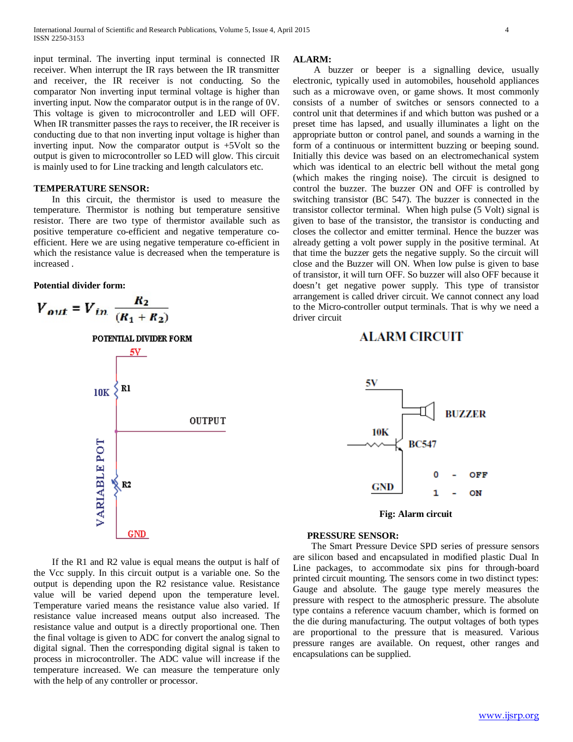input terminal. The inverting input terminal is connected IR receiver. When interrupt the IR rays between the IR transmitter and receiver, the IR receiver is not conducting. So the comparator Non inverting input terminal voltage is higher than inverting input. Now the comparator output is in the range of 0V. This voltage is given to microcontroller and LED will OFF. When IR transmitter passes the rays to receiver, the IR receiver is conducting due to that non inverting input voltage is higher than inverting input. Now the comparator output is +5Volt so the output is given to microcontroller so LED will glow. This circuit is mainly used to for Line tracking and length calculators etc.

**TEMPERATURE SENSOR:**

In this circuit, the thermistor is used to measure the temperature. Thermistor is nothing but temperature sensitive resistor. There are two type of thermistor available such as positive temperature co-efficient and negative temperature co-efficient. Here we are using negative temperature co-efficient in which the resistance value is decreased when the temperature is increased .

**Potential divider form:**

$$V_{out} = V_{in} \frac{R_2}{(R_1 + R_2)}$$

POTENTIAL DIVIDER FORM

5V

10K R1

OUTPUT

VARIABLE POT

R2

GND

If the R1 and R2 value is equal means the output is half of the Vcc supply. In this circuit output is a variable one. So the output is depending upon the R2 resistance value. Resistance value will be varied depend upon the temperature level. Temperature varied means the resistance value also varied. If resistance value increased means output also increased. The resistance value and output is a directly proportional one. Then the final voltage is given to ADC for convert the analog signal to digital signal. Then the corresponding digital signal is taken to process in microcontroller. The ADC value will increase if the temperature increased. We can measure the temperature only with the help of any controller or processor.

**ALARM:**

A buzzer or beeper is a signalling device, usually electronic, typically used in automobiles, household appliances such as a microwave oven, or game shows. It most commonly consists of a number of switches or sensors connected to a control unit that determines if and which button was pushed or a preset time has lapsed, and usually illuminates a light on the appropriate button or control panel, and sounds a warning in the form of a continuous or intermittent buzzing or beeping sound. Initially this device was based on an electromechanical system which was identical to an electric bell without the metal gong (which makes the ringing noise). The circuit is designed to control the buzzer. The buzzer ON and OFF is controlled by switching transistor (BC 547). The buzzer is connected in the transistor collector terminal. When high pulse (5 Volt) signal is given to base of the transistor, the transistor is conducting and closes the collector and emitter terminal. Hence the buzzer was already getting a volt power supply in the positive terminal. At that time the buzzer gets the negative supply. So the circuit will close and the Buzzer will ON. When low pulse is given to base of transistor, it will turn OFF. So buzzer will also OFF because it doesn't get negative power supply. This type of transistor arrangement is called driver circuit. We cannot connect any load to the Micro-controller output terminals. That is why we need a driver circuit

ALARM CIRCUIT

5V

BUZZER

10K

BC547

0 - OFF

GND

1 - ON

**Fig: Alarm circuit**

**PRESSURE SENSOR:**

The Smart Pressure Device SPD series of pressure sensors are silicon based and encapsulated in modified plastic Dual In Line packages, to accommodate six pins for through-board printed circuit mounting. The sensors come in two distinct types: Gauge and absolute. The gauge type merely measures the pressure with respect to the atmospheric pressure. The absolute type contains a reference vacuum chamber, which is formed on the die during manufacturing. The output voltages of both types are proportional to the pressure that is measured. Various pressure ranges are available. On request, other ranges and encapsulations can be supplied.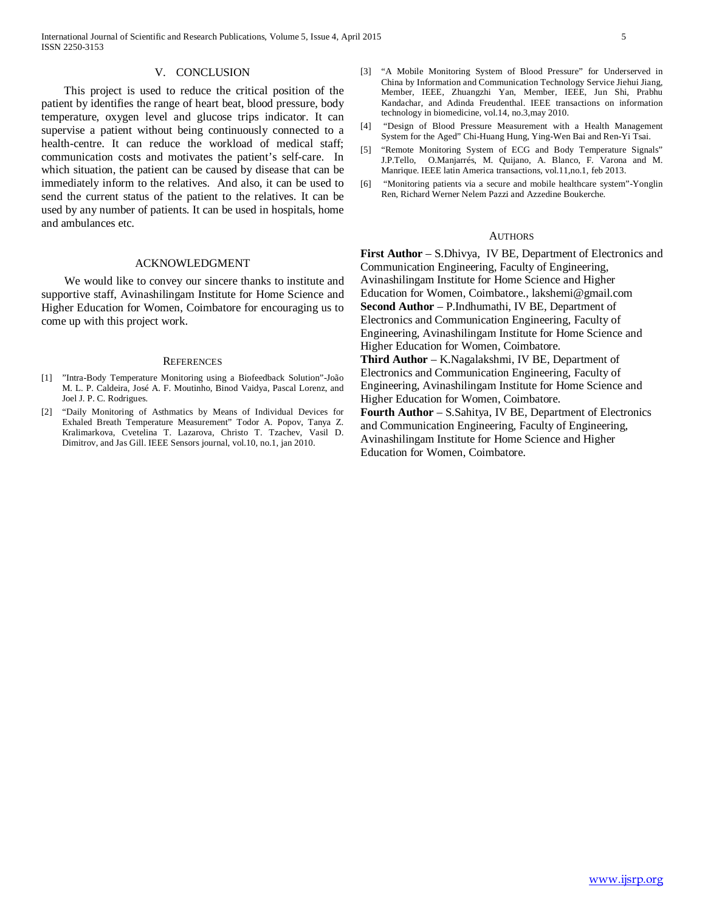## V. CONCLUSION

This project is used to reduce the critical position of the patient by identifies the range of heart beat, blood pressure, body temperature, oxygen level and glucose trips indicator. It can supervise a patient without being continuously connected to a health-centre. It can reduce the workload of medical staff; communication costs and motivates the patient's self-care. In which situation, the patient can be caused by disease that can be immediately inform to the relatives. And also, it can be used to send the current status of the patient to the relatives. It can be used by any number of patients. It can be used in hospitals, home and ambulances etc.

## ACKNOWLEDGMENT

We would like to convey our sincere thanks to institute and supportive staff, Avinashilingam Institute for Home Science and Higher Education for Women, Coimbatore for encouraging us to come up with this project work.

## REFERENCES

[1] "Intra-Body Temperature Monitoring using a Biofeedback Solution"-João M. L. P. Caldeira, José A. F. Moutinho, Binod Vaidya, Pascal Lorenz, and Joel J. P. C. Rodrigues.

[2] "Daily Monitoring of Asthmatics by Means of Individual Devices for Exhaled Breath Temperature Measurement" Todor A. Popov, Tanya Z. Kralimarkova, Cvetelina T. Lazarova, Christo T. Tzachev, Vasil D. Dimitrov, and Jas Gill. IEEE Sensors journal, vol.10, no.1, jan 2010.

[3] "A Mobile Monitoring System of Blood Pressure" for Underserved in China by Information and Communication Technology Service Jiehui Jiang, Member, IEEE, Zhuangzhi Yan, Member, IEEE, Jun Shi, Prabhu Kandachar, and Adinda Freudenthal. IEEE transactions on information technology in biomedicine, vol.14, no.3,may 2010.

[4] "Design of Blood Pressure Measurement with a Health Management System for the Aged" Chi-Huang Hung, Ying-Wen Bai and Ren-Yi Tsai.

[5] "Remote Monitoring System of ECG and Body Temperature Signals" J.P.Tello, O.Manjarrés, M. Quijano, A. Blanco, F. Varona and M. Manrique. IEEE latin America transactions, vol.11,no.1, feb 2013.

[6] "Monitoring patients via a secure and mobile healthcare system"-Yonglin Ren, Richard Werner Nelem Pazzi and Azzedine Boukerche.

## AUTHORS

**First Author** – S.Dhivya, IV BE, Department of Electronics and Communication Engineering, Faculty of Engineering, Avinashilingam Institute for Home Science and Higher Education for Women, Coimbatore., lakshemi@gmail.com

**Second Author** – P.Indhumathi, IV BE, Department of Electronics and Communication Engineering, Faculty of Engineering, Avinashilingam Institute for Home Science and Higher Education for Women, Coimbatore.

**Third Author** – K.Nagalakshmi, IV BE, Department of Electronics and Communication Engineering, Faculty of Engineering, Avinashilingam Institute for Home Science and Higher Education for Women, Coimbatore.

**Fourth Author** – S.Sahitya, IV BE, Department of Electronics and Communication Engineering, Faculty of Engineering, Avinashilingam Institute for Home Science and Higher Education for Women, Coimbatore.